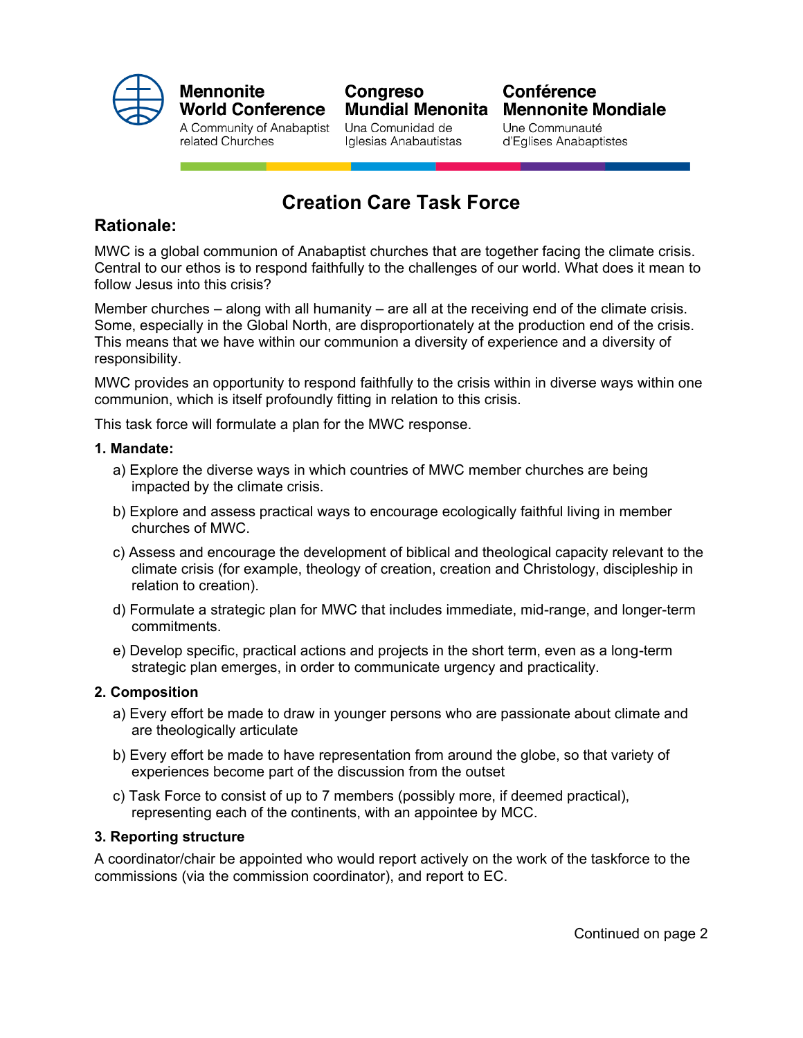Mennonite World Conference
A Community of Anabaptist related Churches

Congreso Mundial Menonita
Una Comunidad de Iglesias Anabautistas

Conférence Mennonite Mondiale
Une Communauté d'Eglises Anabaptistes

# Creation Care Task Force

## Rationale:

MWC is a global communion of Anabaptist churches that are together facing the climate crisis. Central to our ethos is to respond faithfully to the challenges of our world. What does it mean to follow Jesus into this crisis?

Member churches – along with all humanity – are all at the receiving end of the climate crisis. Some, especially in the Global North, are disproportionately at the production end of the crisis. This means that we have within our communion a diversity of experience and a diversity of responsibility.

MWC provides an opportunity to respond faithfully to the crisis within in diverse ways within one communion, which is itself profoundly fitting in relation to this crisis.

This task force will formulate a plan for the MWC response.

**1. Mandate:**

a) Explore the diverse ways in which countries of MWC member churches are being impacted by the climate crisis.

b) Explore and assess practical ways to encourage ecologically faithful living in member churches of MWC.

c) Assess and encourage the development of biblical and theological capacity relevant to the climate crisis (for example, theology of creation, creation and Christology, discipleship in relation to creation).

d) Formulate a strategic plan for MWC that includes immediate, mid-range, and longer-term commitments.

e) Develop specific, practical actions and projects in the short term, even as a long-term strategic plan emerges, in order to communicate urgency and practicality.

**2. Composition**

a) Every effort be made to draw in younger persons who are passionate about climate and are theologically articulate

b) Every effort be made to have representation from around the globe, so that variety of experiences become part of the discussion from the outset

c) Task Force to consist of up to 7 members (possibly more, if deemed practical), representing each of the continents, with an appointee by MCC.

**3. Reporting structure**

A coordinator/chair be appointed who would report actively on the work of the taskforce to the commissions (via the commission coordinator), and report to EC.

Continued on page 2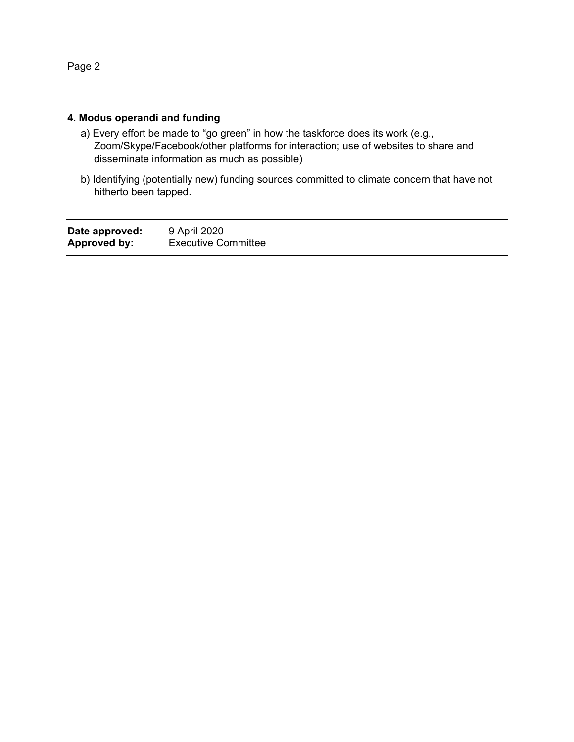**4. Modus operandi and funding**

a) Every effort be made to "go green" in how the taskforce does its work (e.g., Zoom/Skype/Facebook/other platforms for interaction; use of websites to share and disseminate information as much as possible)

b) Identifying (potentially new) funding sources committed to climate concern that have not hitherto been tapped.

| | |
|---|---|
| **Date approved:** | 9 April 2020 |
| **Approved by:** | Executive Committee |